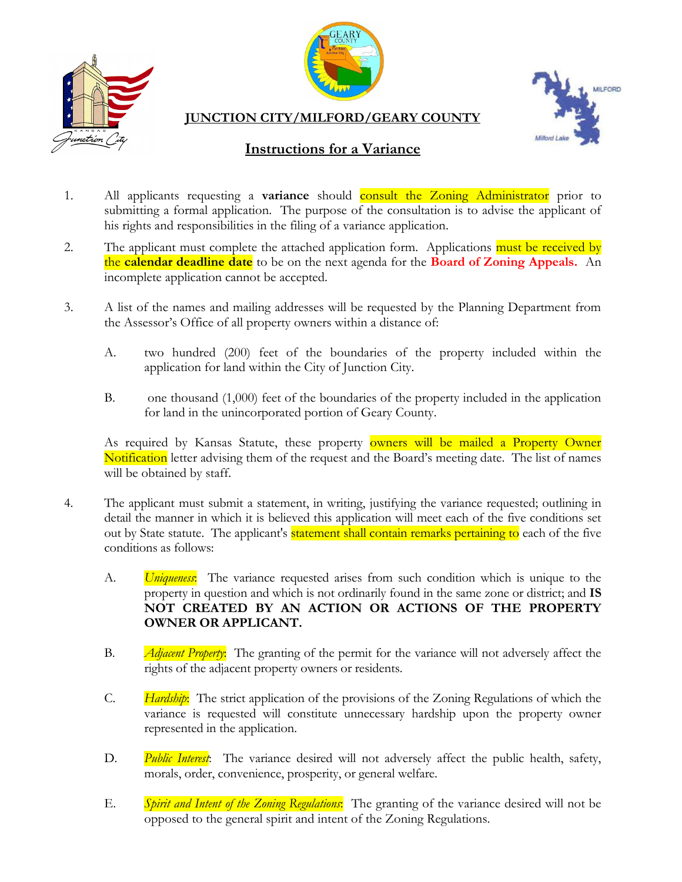# JUNCTION CITY/MILFORD/GEARY COUNTY

## Instructions for a Variance

1. All applicants requesting a **variance** should consult the Zoning Administrator prior to submitting a formal application. The purpose of the consultation is to advise the applicant of his rights and responsibilities in the filing of a variance application.

2. The applicant must complete the attached application form. Applications must be received by the **calendar deadline date** to be on the next agenda for the **Board of Zoning Appeals.** An incomplete application cannot be accepted.

3. A list of the names and mailing addresses will be requested by the Planning Department from the Assessor's Office of all property owners within a distance of:

   A. two hundred (200) feet of the boundaries of the property included within the application for land within the City of Junction City.

   B. one thousand (1,000) feet of the boundaries of the property included in the application for land in the unincorporated portion of Geary County.

   As required by Kansas Statute, these property owners will be mailed a Property Owner Notification letter advising them of the request and the Board's meeting date. The list of names will be obtained by staff.

4. The applicant must submit a statement, in writing, justifying the variance requested; outlining in detail the manner in which it is believed this application will meet each of the five conditions set out by State statute. The applicant's statement shall contain remarks pertaining to each of the five conditions as follows:

   A. *Uniqueness*: The variance requested arises from such condition which is unique to the property in question and which is not ordinarily found in the same zone or district; and **IS NOT CREATED BY AN ACTION OR ACTIONS OF THE PROPERTY OWNER OR APPLICANT.**

   B. *Adjacent Property*: The granting of the permit for the variance will not adversely affect the rights of the adjacent property owners or residents.

   C. *Hardship*: The strict application of the provisions of the Zoning Regulations of which the variance is requested will constitute unnecessary hardship upon the property owner represented in the application.

   D. *Public Interest*: The variance desired will not adversely affect the public health, safety, morals, order, convenience, prosperity, or general welfare.

   E. *Spirit and Intent of the Zoning Regulations*: The granting of the variance desired will not be opposed to the general spirit and intent of the Zoning Regulations.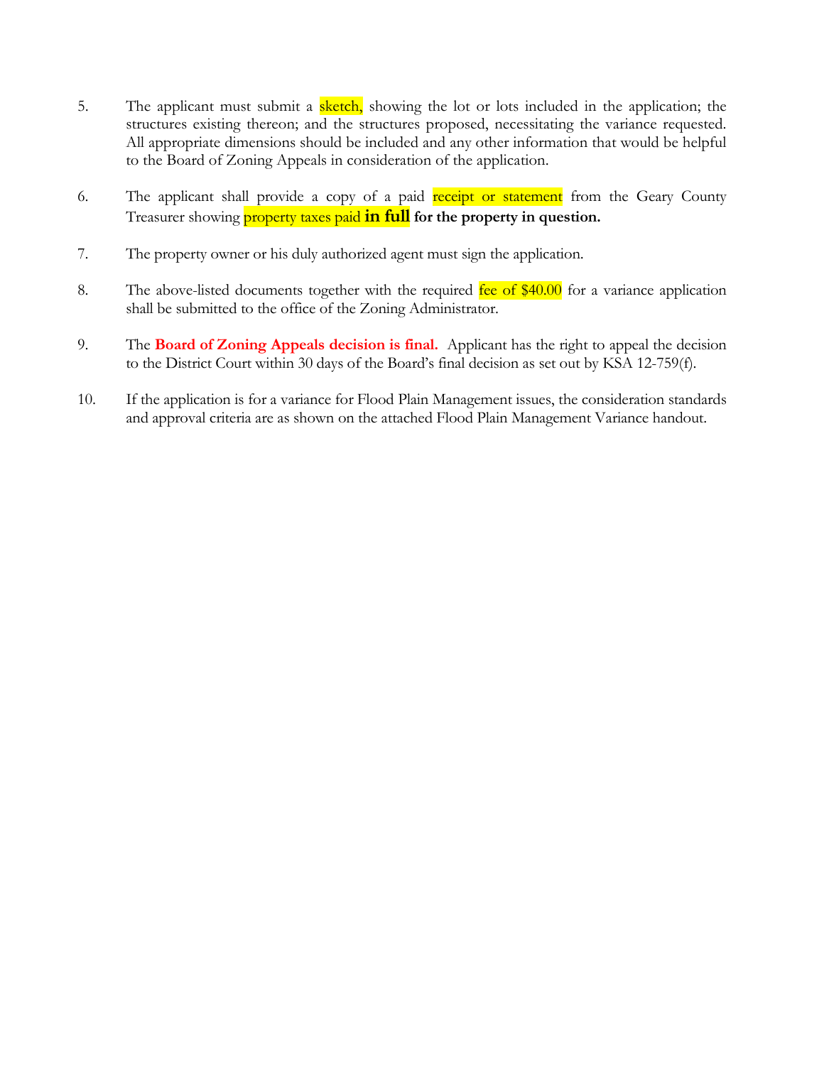5. The applicant must submit a sketch, showing the lot or lots included in the application; the structures existing thereon; and the structures proposed, necessitating the variance requested. All appropriate dimensions should be included and any other information that would be helpful to the Board of Zoning Appeals in consideration of the application.

6. The applicant shall provide a copy of a paid receipt or statement from the Geary County Treasurer showing property taxes paid **in full for the property in question.**

7. The property owner or his duly authorized agent must sign the application.

8. The above-listed documents together with the required fee of $40.00 for a variance application shall be submitted to the office of the Zoning Administrator.

9. The **Board of Zoning Appeals decision is final.** Applicant has the right to appeal the decision to the District Court within 30 days of the Board's final decision as set out by KSA 12-759(f).

10. If the application is for a variance for Flood Plain Management issues, the consideration standards and approval criteria are as shown on the attached Flood Plain Management Variance handout.